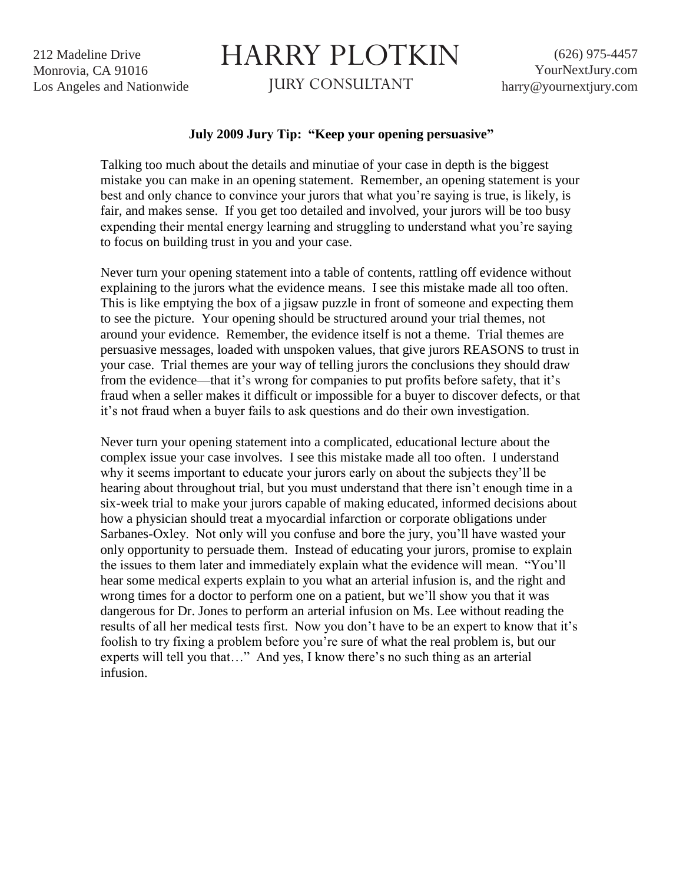212 Madeline Drive
Monrovia, CA 91016
Los Angeles and Nationwide

# HARRY PLOTKIN

JURY CONSULTANT

(626) 975-4457
YourNextJury.com
harry@yournextjury.com

**July 2009 Jury Tip: "Keep your opening persuasive"**

Talking too much about the details and minutiae of your case in depth is the biggest mistake you can make in an opening statement. Remember, an opening statement is your best and only chance to convince your jurors that what you're saying is true, is likely, is fair, and makes sense. If you get too detailed and involved, your jurors will be too busy expending their mental energy learning and struggling to understand what you're saying to focus on building trust in you and your case.

Never turn your opening statement into a table of contents, rattling off evidence without explaining to the jurors what the evidence means. I see this mistake made all too often. This is like emptying the box of a jigsaw puzzle in front of someone and expecting them to see the picture. Your opening should be structured around your trial themes, not around your evidence. Remember, the evidence itself is not a theme. Trial themes are persuasive messages, loaded with unspoken values, that give jurors REASONS to trust in your case. Trial themes are your way of telling jurors the conclusions they should draw from the evidence—that it's wrong for companies to put profits before safety, that it's fraud when a seller makes it difficult or impossible for a buyer to discover defects, or that it's not fraud when a buyer fails to ask questions and do their own investigation.

Never turn your opening statement into a complicated, educational lecture about the complex issue your case involves. I see this mistake made all too often. I understand why it seems important to educate your jurors early on about the subjects they'll be hearing about throughout trial, but you must understand that there isn't enough time in a six-week trial to make your jurors capable of making educated, informed decisions about how a physician should treat a myocardial infarction or corporate obligations under Sarbanes-Oxley. Not only will you confuse and bore the jury, you'll have wasted your only opportunity to persuade them. Instead of educating your jurors, promise to explain the issues to them later and immediately explain what the evidence will mean. "You'll hear some medical experts explain to you what an arterial infusion is, and the right and wrong times for a doctor to perform one on a patient, but we'll show you that it was dangerous for Dr. Jones to perform an arterial infusion on Ms. Lee without reading the results of all her medical tests first. Now you don't have to be an expert to know that it's foolish to try fixing a problem before you're sure of what the real problem is, but our experts will tell you that…" And yes, I know there's no such thing as an arterial infusion.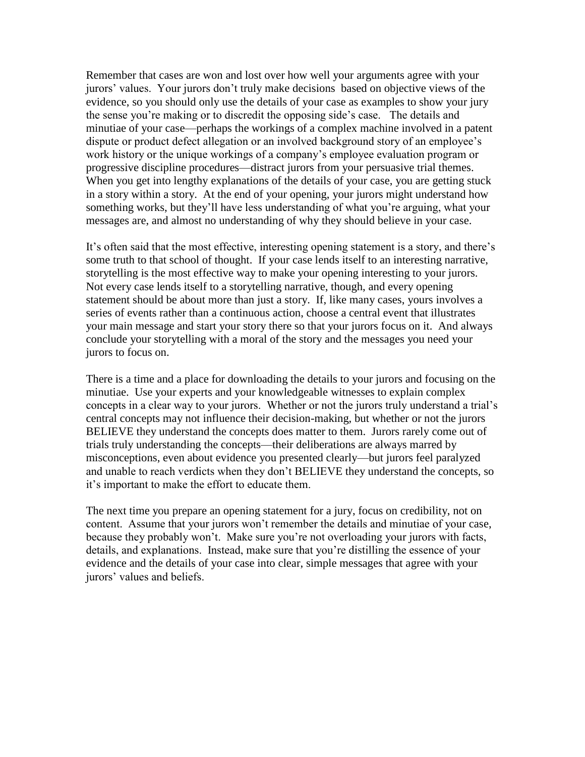Remember that cases are won and lost over how well your arguments agree with your jurors' values. Your jurors don't truly make decisions based on objective views of the evidence, so you should only use the details of your case as examples to show your jury the sense you're making or to discredit the opposing side's case. The details and minutiae of your case—perhaps the workings of a complex machine involved in a patent dispute or product defect allegation or an involved background story of an employee's work history or the unique workings of a company's employee evaluation program or progressive discipline procedures—distract jurors from your persuasive trial themes. When you get into lengthy explanations of the details of your case, you are getting stuck in a story within a story. At the end of your opening, your jurors might understand how something works, but they'll have less understanding of what you're arguing, what your messages are, and almost no understanding of why they should believe in your case.

It's often said that the most effective, interesting opening statement is a story, and there's some truth to that school of thought. If your case lends itself to an interesting narrative, storytelling is the most effective way to make your opening interesting to your jurors. Not every case lends itself to a storytelling narrative, though, and every opening statement should be about more than just a story. If, like many cases, yours involves a series of events rather than a continuous action, choose a central event that illustrates your main message and start your story there so that your jurors focus on it. And always conclude your storytelling with a moral of the story and the messages you need your jurors to focus on.

There is a time and a place for downloading the details to your jurors and focusing on the minutiae. Use your experts and your knowledgeable witnesses to explain complex concepts in a clear way to your jurors. Whether or not the jurors truly understand a trial's central concepts may not influence their decision-making, but whether or not the jurors BELIEVE they understand the concepts does matter to them. Jurors rarely come out of trials truly understanding the concepts—their deliberations are always marred by misconceptions, even about evidence you presented clearly—but jurors feel paralyzed and unable to reach verdicts when they don't BELIEVE they understand the concepts, so it's important to make the effort to educate them.

The next time you prepare an opening statement for a jury, focus on credibility, not on content. Assume that your jurors won't remember the details and minutiae of your case, because they probably won't. Make sure you're not overloading your jurors with facts, details, and explanations. Instead, make sure that you're distilling the essence of your evidence and the details of your case into clear, simple messages that agree with your jurors' values and beliefs.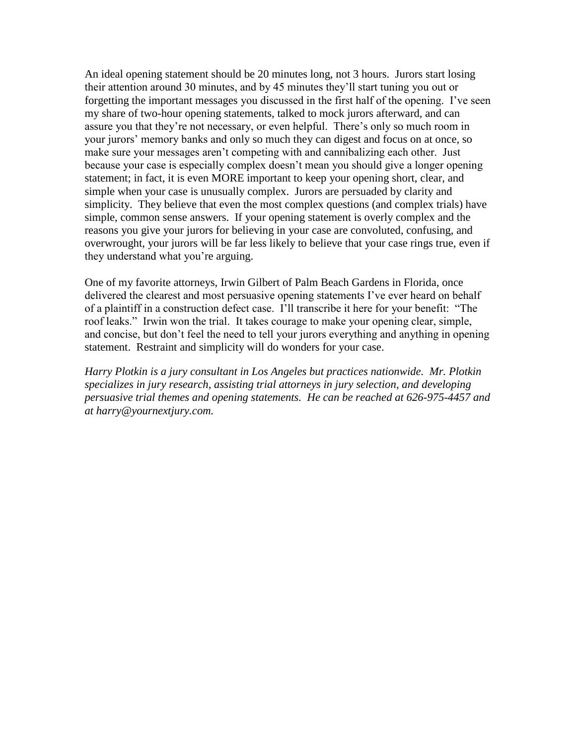An ideal opening statement should be 20 minutes long, not 3 hours. Jurors start losing their attention around 30 minutes, and by 45 minutes they'll start tuning you out or forgetting the important messages you discussed in the first half of the opening. I've seen my share of two-hour opening statements, talked to mock jurors afterward, and can assure you that they're not necessary, or even helpful. There's only so much room in your jurors' memory banks and only so much they can digest and focus on at once, so make sure your messages aren't competing with and cannibalizing each other. Just because your case is especially complex doesn't mean you should give a longer opening statement; in fact, it is even MORE important to keep your opening short, clear, and simple when your case is unusually complex. Jurors are persuaded by clarity and simplicity. They believe that even the most complex questions (and complex trials) have simple, common sense answers. If your opening statement is overly complex and the reasons you give your jurors for believing in your case are convoluted, confusing, and overwrought, your jurors will be far less likely to believe that your case rings true, even if they understand what you're arguing.

One of my favorite attorneys, Irwin Gilbert of Palm Beach Gardens in Florida, once delivered the clearest and most persuasive opening statements I've ever heard on behalf of a plaintiff in a construction defect case. I'll transcribe it here for your benefit: "The roof leaks." Irwin won the trial. It takes courage to make your opening clear, simple, and concise, but don't feel the need to tell your jurors everything and anything in opening statement. Restraint and simplicity will do wonders for your case.

*Harry Plotkin is a jury consultant in Los Angeles but practices nationwide. Mr. Plotkin specializes in jury research, assisting trial attorneys in jury selection, and developing persuasive trial themes and opening statements. He can be reached at 626-975-4457 and at harry@yournextjury.com.*